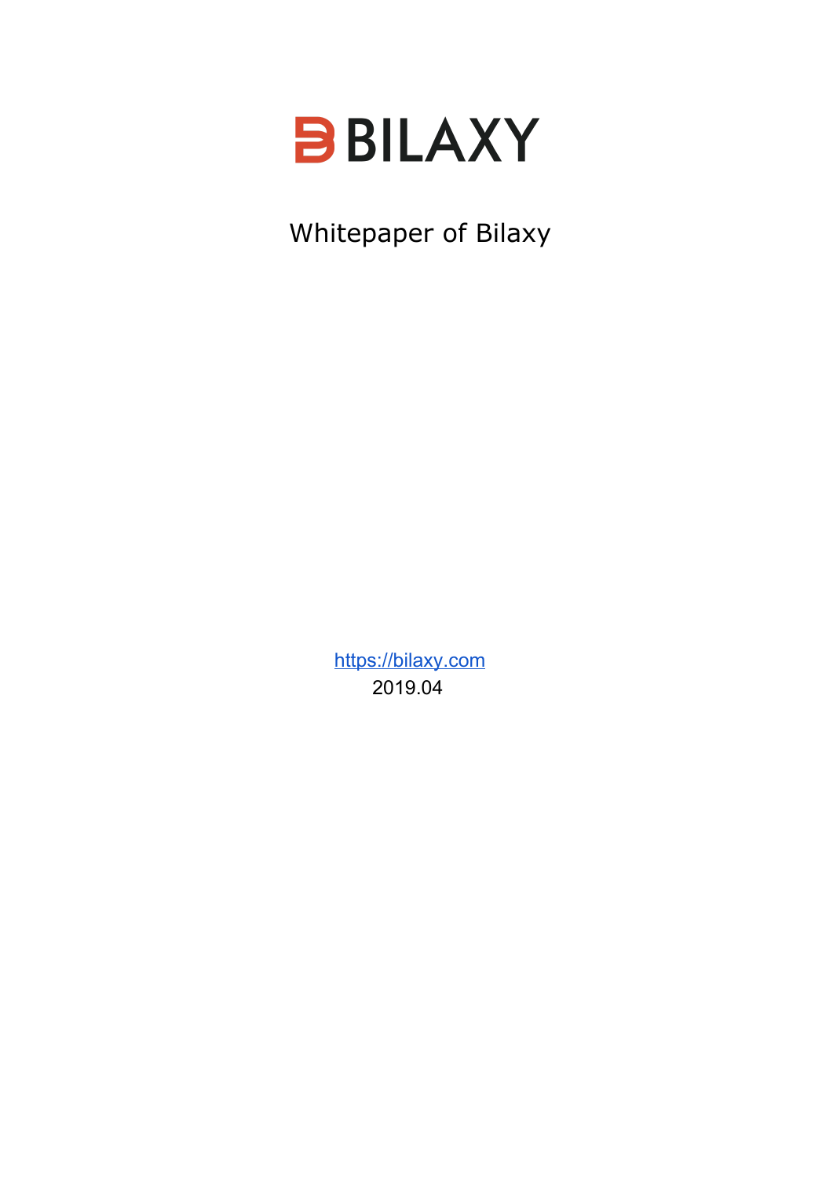# BILAXY

Whitepaper of Bilaxy

https://bilaxy.com

2019.04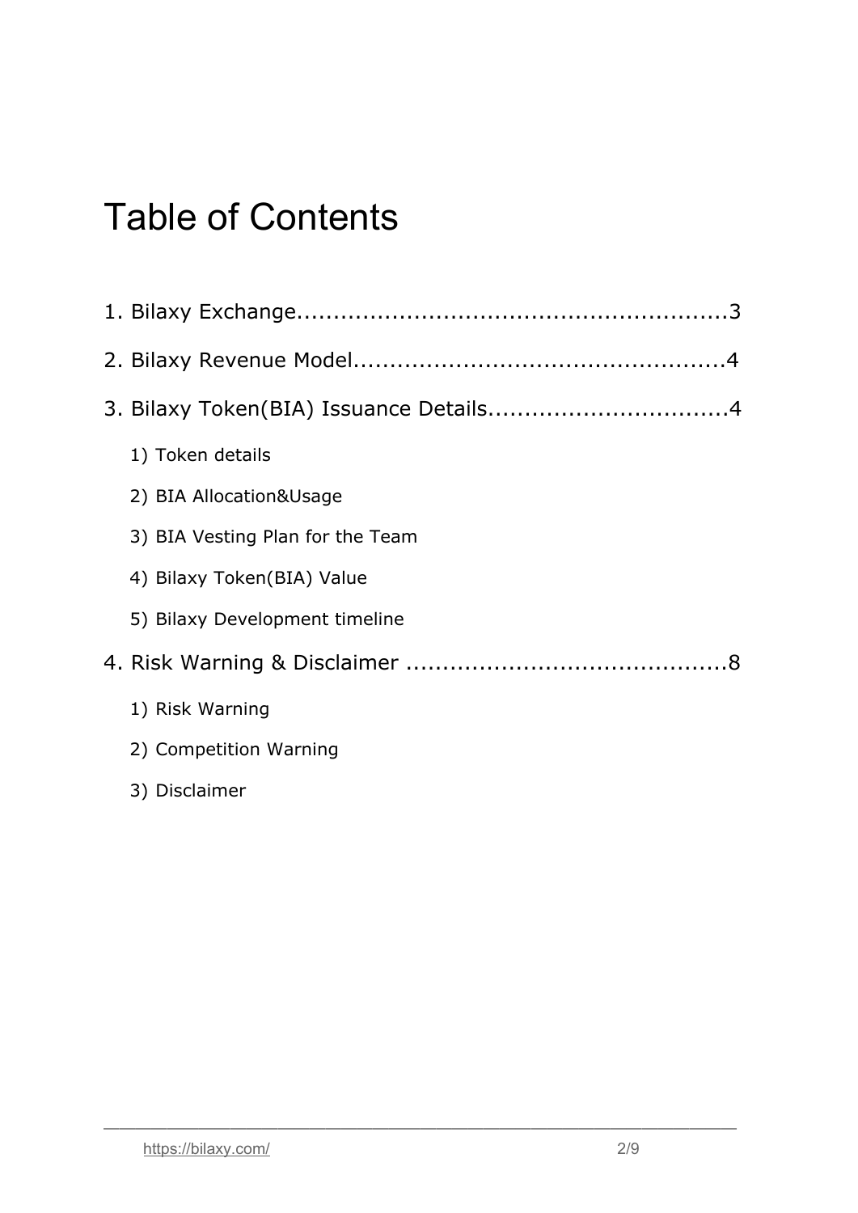# Table of Contents

1. Bilaxy Exchange..........................................................3

2. Bilaxy Revenue Model..................................................4

3. Bilaxy Token(BIA) Issuance Details................................4

    1) Token details

    2) BIA Allocation&Usage

    3) BIA Vesting Plan for the Team

    4) Bilaxy Token(BIA) Value

    5) Bilaxy Development timeline

4. Risk Warning & Disclaimer ...........................................8

    1) Risk Warning

    2) Competition Warning

    3) Disclaimer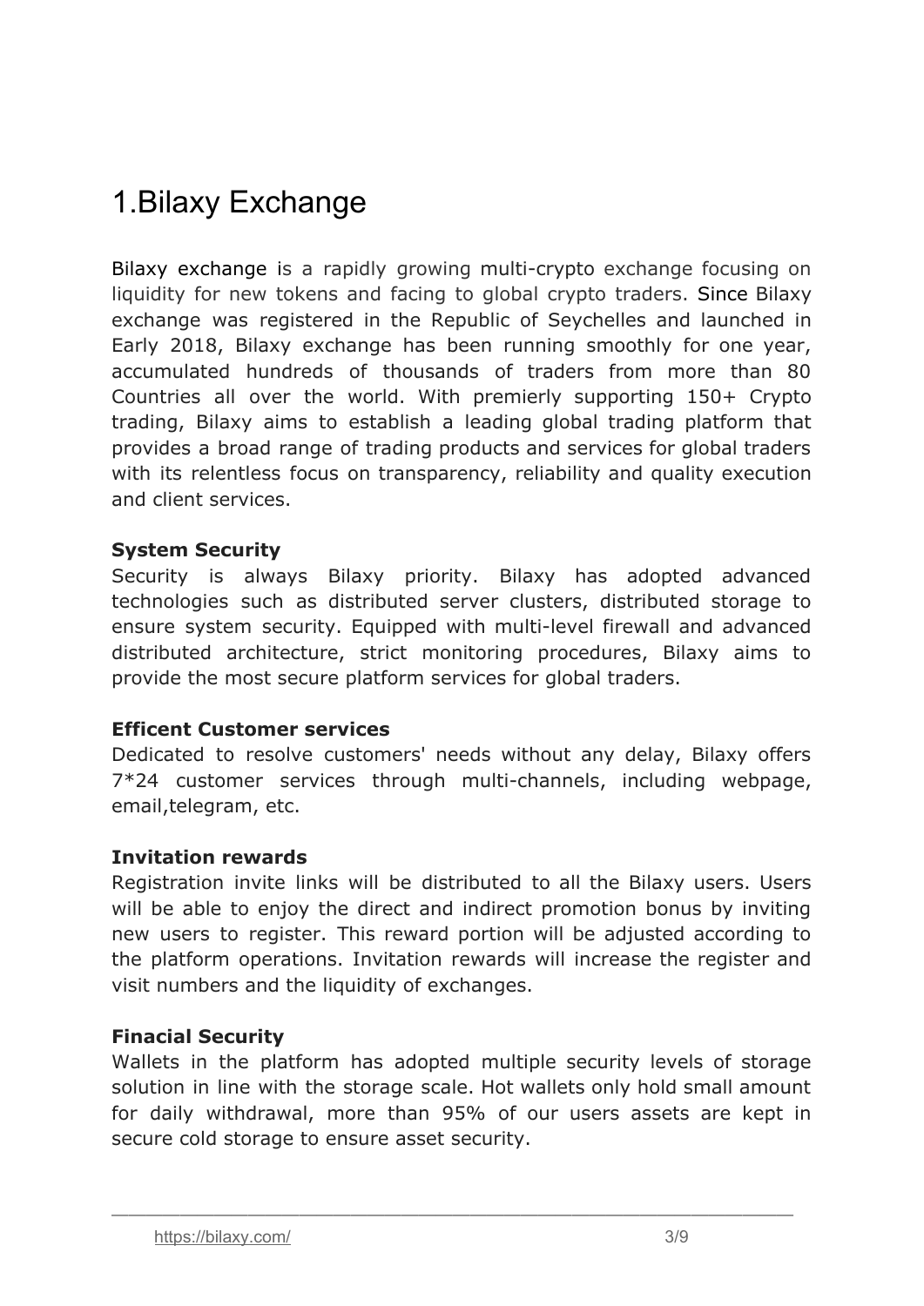# 1.Bilaxy Exchange

Bilaxy exchange is a rapidly growing multi-crypto exchange focusing on liquidity for new tokens and facing to global crypto traders. Since Bilaxy exchange was registered in the Republic of Seychelles and launched in Early 2018, Bilaxy exchange has been running smoothly for one year, accumulated hundreds of thousands of traders from more than 80 Countries all over the world. With premierly supporting 150+ Crypto trading, Bilaxy aims to establish a leading global trading platform that provides a broad range of trading products and services for global traders with its relentless focus on transparency, reliability and quality execution and client services.

**System Security**
Security is always Bilaxy priority. Bilaxy has adopted advanced technologies such as distributed server clusters, distributed storage to ensure system security. Equipped with multi-level firewall and advanced distributed architecture, strict monitoring procedures, Bilaxy aims to provide the most secure platform services for global traders.

**Efficent Customer services**
Dedicated to resolve customers' needs without any delay, Bilaxy offers 7*24 customer services through multi-channels, including webpage, email,telegram, etc.

**Invitation rewards**
Registration invite links will be distributed to all the Bilaxy users. Users will be able to enjoy the direct and indirect promotion bonus by inviting new users to register. This reward portion will be adjusted according to the platform operations. Invitation rewards will increase the register and visit numbers and the liquidity of exchanges.

**Finacial Security**
Wallets in the platform has adopted multiple security levels of storage solution in line with the storage scale. Hot wallets only hold small amount for daily withdrawal, more than 95% of our users assets are kept in secure cold storage to ensure asset security.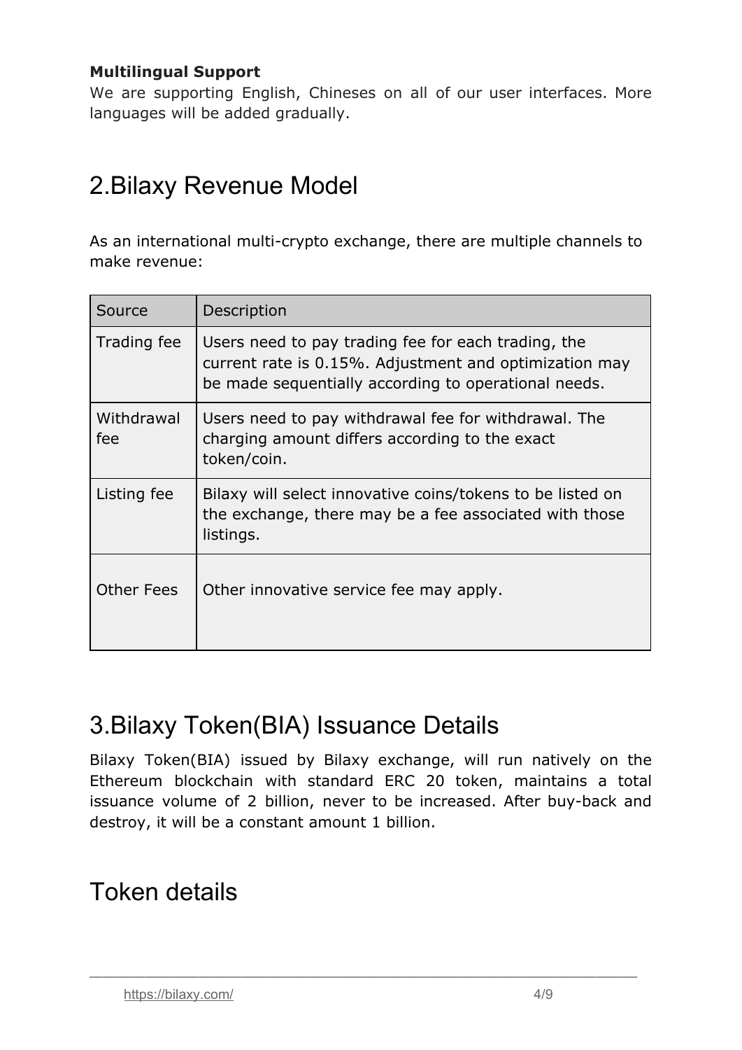**Multilingual Support**
We are supporting English, Chineses on all of our user interfaces. More languages will be added gradually.

## 2.Bilaxy Revenue Model

As an international multi-crypto exchange, there are multiple channels to make revenue:

| Source | Description |
|---|---|
| Trading fee | Users need to pay trading fee for each trading, the current rate is 0.15%. Adjustment and optimization may be made sequentially according to operational needs. |
| Withdrawal fee | Users need to pay withdrawal fee for withdrawal. The charging amount differs according to the exact token/coin. |
| Listing fee | Bilaxy will select innovative coins/tokens to be listed on the exchange, there may be a fee associated with those listings. |
| Other Fees | Other innovative service fee may apply. |

## 3.Bilaxy Token(BIA) Issuance Details

Bilaxy Token(BIA) issued by Bilaxy exchange, will run natively on the Ethereum blockchain with standard ERC 20 token, maintains a total issuance volume of 2 billion, never to be increased. After buy-back and destroy, it will be a constant amount 1 billion.

## Token details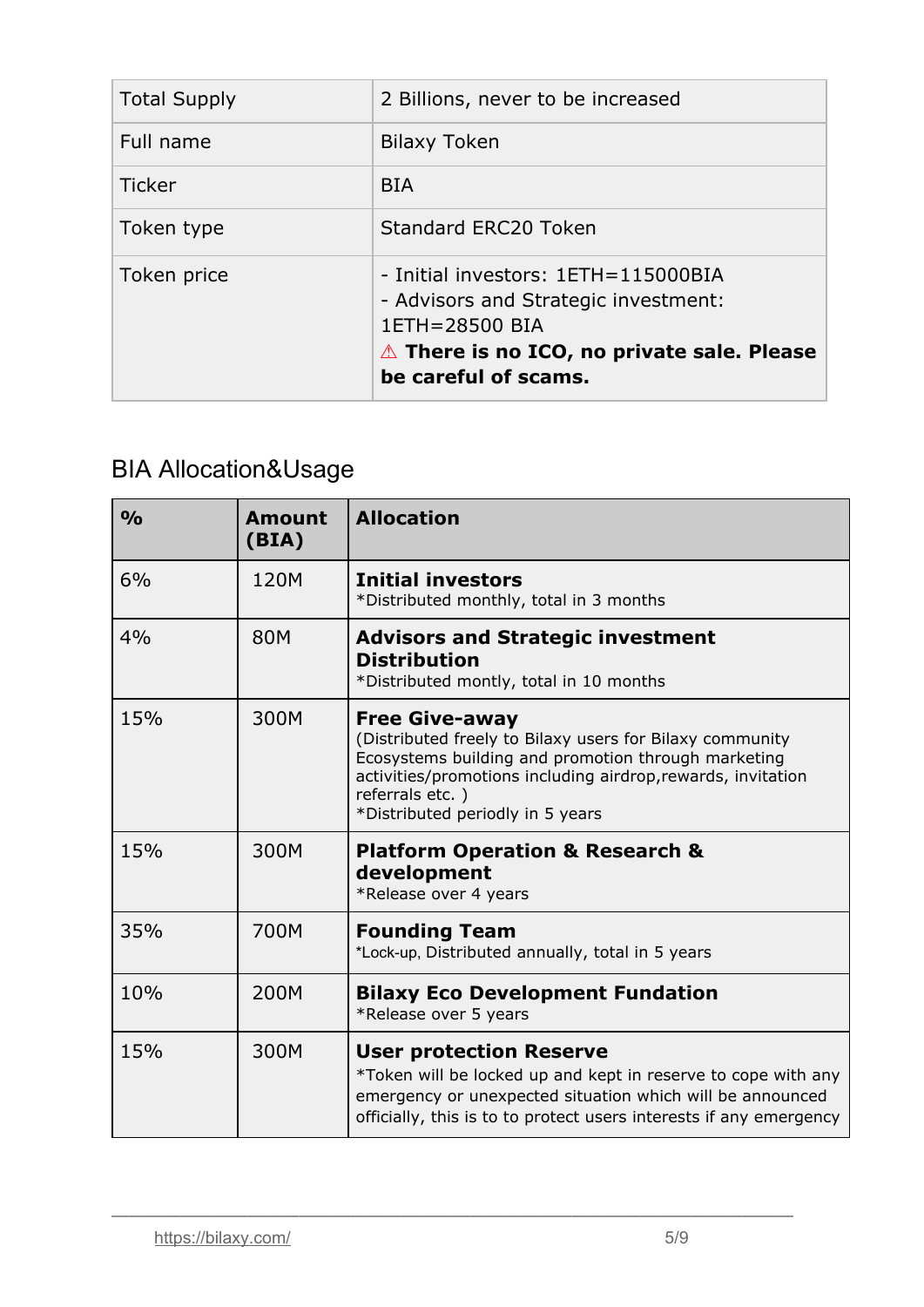| Total Supply | 2 Billions, never to be increased |
|---|---|
| Full name | Bilaxy Token |
| Ticker | BIA |
| Token type | Standard ERC20 Token |
| Token price | - Initial investors: 1ETH=115000BIA<br>- Advisors and Strategic investment: 1ETH=28500 BIA<br>⚠ **There is no ICO, no private sale. Please be careful of scams.** |

## BIA Allocation&Usage

| **%** | **Amount (BIA)** | **Allocation** |
|---|---|---|
| 6% | 120M | **Initial investors**<br>*Distributed monthly, total in 3 months |
| 4% | 80M | **Advisors and Strategic investment Distribution**<br>*Distributed montly, total in 10 months |
| 15% | 300M | **Free Give-away**<br>(Distributed freely to Bilaxy users for Bilaxy community Ecosystems building and promotion through marketing activities/promotions including airdrop,rewards, invitation referrals etc. )<br>*Distributed periodly in 5 years |
| 15% | 300M | **Platform Operation & Research & development**<br>*Release over 4 years |
| 35% | 700M | **Founding Team**<br>*Lock-up, Distributed annually, total in 5 years |
| 10% | 200M | **Bilaxy Eco Development Fundation**<br>*Release over 5 years |
| 15% | 300M | **User protection Reserve**<br>*Token will be locked up and kept in reserve to cope with any emergency or unexpected situation which will be announced officially, this is to to protect users interests if any emergency |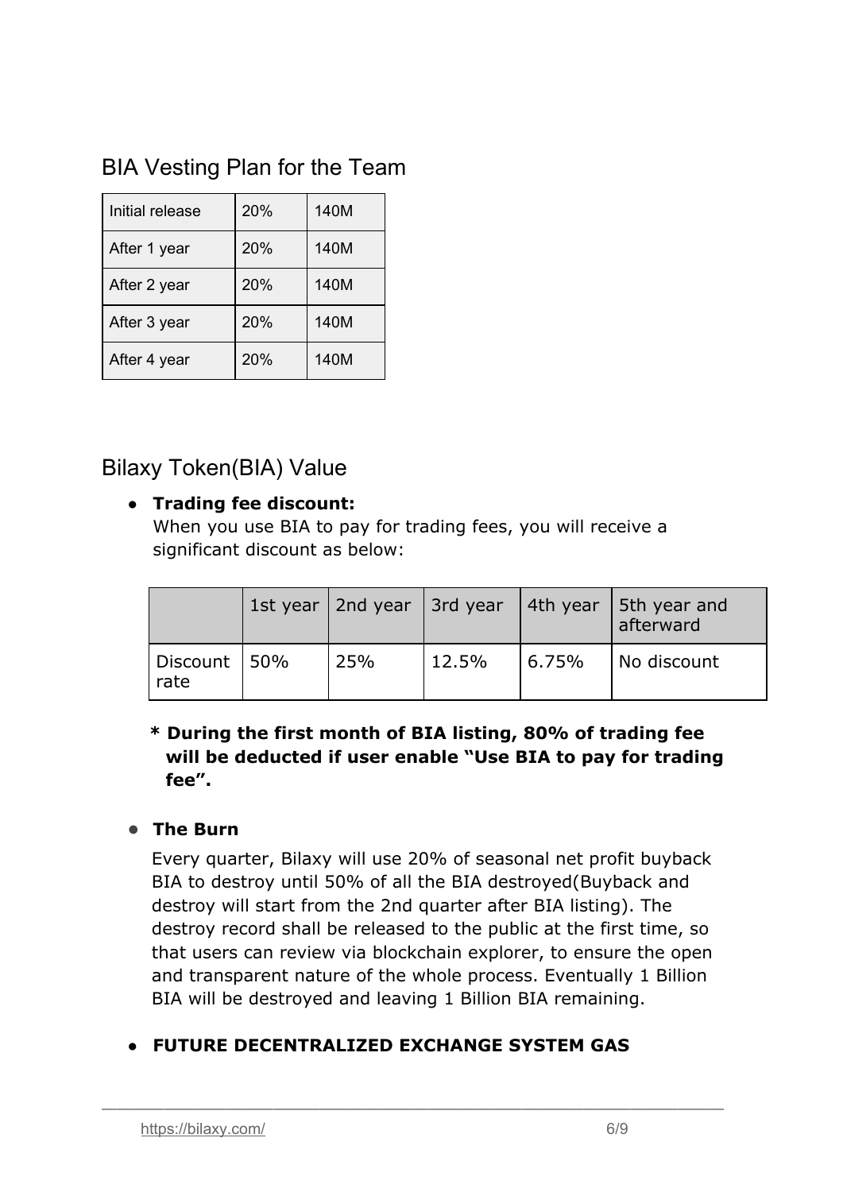## BIA Vesting Plan for the Team

| | | |
|---|---|---|
| Initial release | 20% | 140M |
| After 1 year | 20% | 140M |
| After 2 year | 20% | 140M |
| After 3 year | 20% | 140M |
| After 4 year | 20% | 140M |

## Bilaxy Token(BIA) Value

- **Trading fee discount:**
  When you use BIA to pay for trading fees, you will receive a significant discount as below:

| | 1st year | 2nd year | 3rd year | 4th year | 5th year and afterward |
|---|---|---|---|---|---|
| Discount rate | 50% | 25% | 12.5% | 6.75% | No discount |

**\* During the first month of BIA listing, 80% of trading fee will be deducted if user enable "Use BIA to pay for trading fee".**

- **The Burn**
  Every quarter, Bilaxy will use 20% of seasonal net profit buyback BIA to destroy until 50% of all the BIA destroyed(Buyback and destroy will start from the 2nd quarter after BIA listing). The destroy record shall be released to the public at the first time, so that users can review via blockchain explorer, to ensure the open and transparent nature of the whole process. Eventually 1 Billion BIA will be destroyed and leaving 1 Billion BIA remaining.

- **FUTURE DECENTRALIZED EXCHANGE SYSTEM GAS**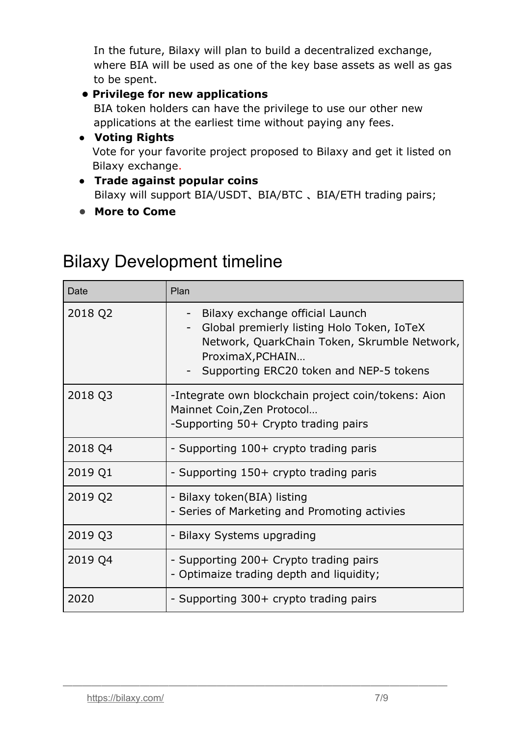In the future, Bilaxy will plan to build a decentralized exchange, where BIA will be used as one of the key base assets as well as gas to be spent.

- **Privilege for new applications**
  BIA token holders can have the privilege to use our other new applications at the earliest time without paying any fees.
- **Voting Rights**
  Vote for your favorite project proposed to Bilaxy and get it listed on Bilaxy exchange.
- **Trade against popular coins**
  Bilaxy will support BIA/USDT、BIA/BTC 、BIA/ETH trading pairs;
- **More to Come**

## Bilaxy Development timeline

| Date | Plan |
| --- | --- |
| 2018 Q2 | - Bilaxy exchange official Launch<br>- Global premierly listing Holo Token, IoTeX Network, QuarkChain Token, Skrumble Network, ProximaX,PCHAIN…<br>- Supporting ERC20 token and NEP-5 tokens |
| 2018 Q3 | -Integrate own blockchain project coin/tokens: Aion Mainnet Coin,Zen Protocol…<br>-Supporting 50+ Crypto trading pairs |
| 2018 Q4 | - Supporting 100+ crypto trading paris |
| 2019 Q1 | - Supporting 150+ crypto trading paris |
| 2019 Q2 | - Bilaxy token(BIA) listing<br>- Series of Marketing and Promoting activies |
| 2019 Q3 | - Bilaxy Systems upgrading |
| 2019 Q4 | - Supporting 200+ Crypto trading pairs<br>- Optimaize trading depth and liquidity; |
| 2020 | - Supporting 300+ crypto trading pairs |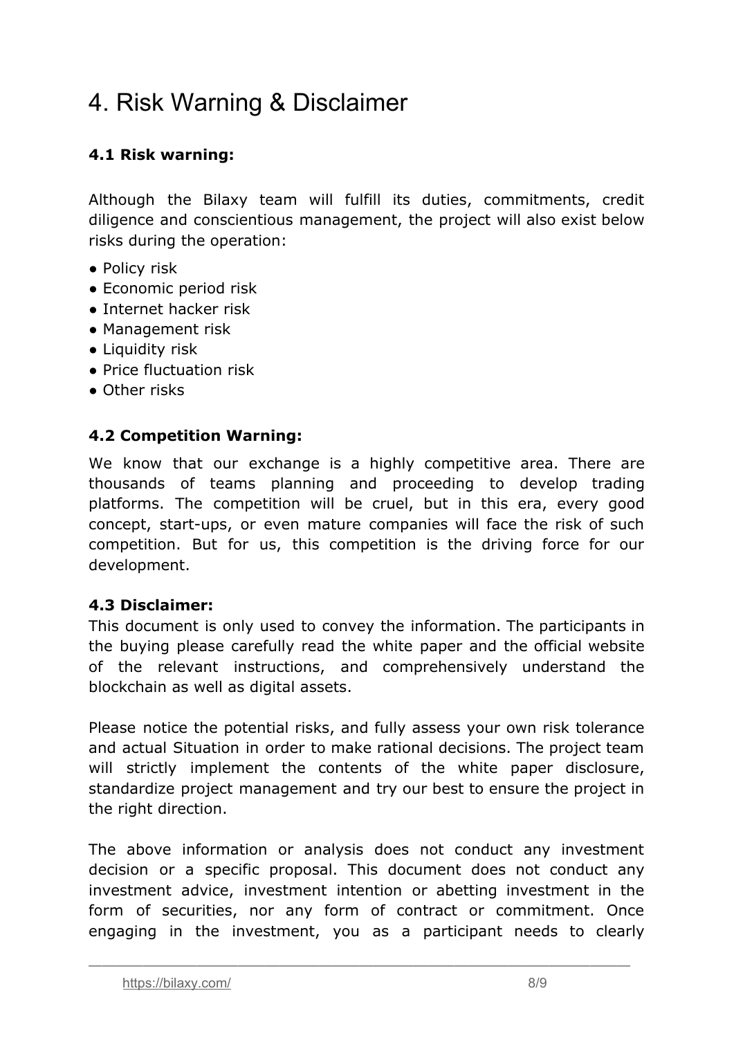# 4. Risk Warning & Disclaimer

### 4.1 Risk warning:

Although the Bilaxy team will fulfill its duties, commitments, credit diligence and conscientious management, the project will also exist below risks during the operation:

- Policy risk
- Economic period risk
- Internet hacker risk
- Management risk
- Liquidity risk
- Price fluctuation risk
- Other risks

### 4.2 Competition Warning:

We know that our exchange is a highly competitive area. There are thousands of teams planning and proceeding to develop trading platforms. The competition will be cruel, but in this era, every good concept, start-ups, or even mature companies will face the risk of such competition. But for us, this competition is the driving force for our development.

### 4.3 Disclaimer:

This document is only used to convey the information. The participants in the buying please carefully read the white paper and the official website of the relevant instructions, and comprehensively understand the blockchain as well as digital assets.

Please notice the potential risks, and fully assess your own risk tolerance and actual Situation in order to make rational decisions. The project team will strictly implement the contents of the white paper disclosure, standardize project management and try our best to ensure the project in the right direction.

The above information or analysis does not conduct any investment decision or a specific proposal. This document does not conduct any investment advice, investment intention or abetting investment in the form of securities, nor any form of contract or commitment. Once engaging in the investment, you as a participant needs to clearly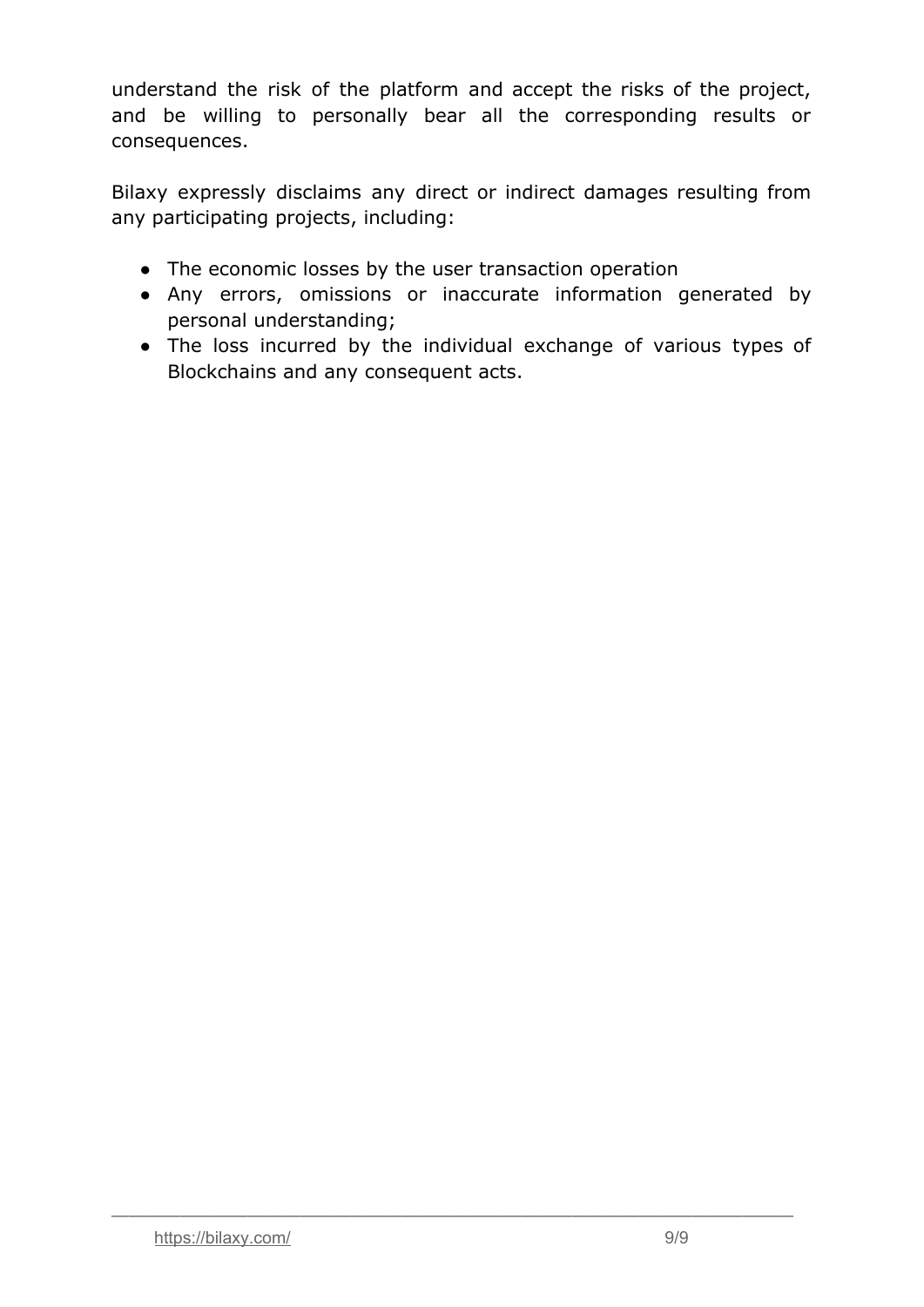understand the risk of the platform and accept the risks of the project, and be willing to personally bear all the corresponding results or consequences.

Bilaxy expressly disclaims any direct or indirect damages resulting from any participating projects, including:

- The economic losses by the user transaction operation
- Any errors, omissions or inaccurate information generated by personal understanding;
- The loss incurred by the individual exchange of various types of Blockchains and any consequent acts.